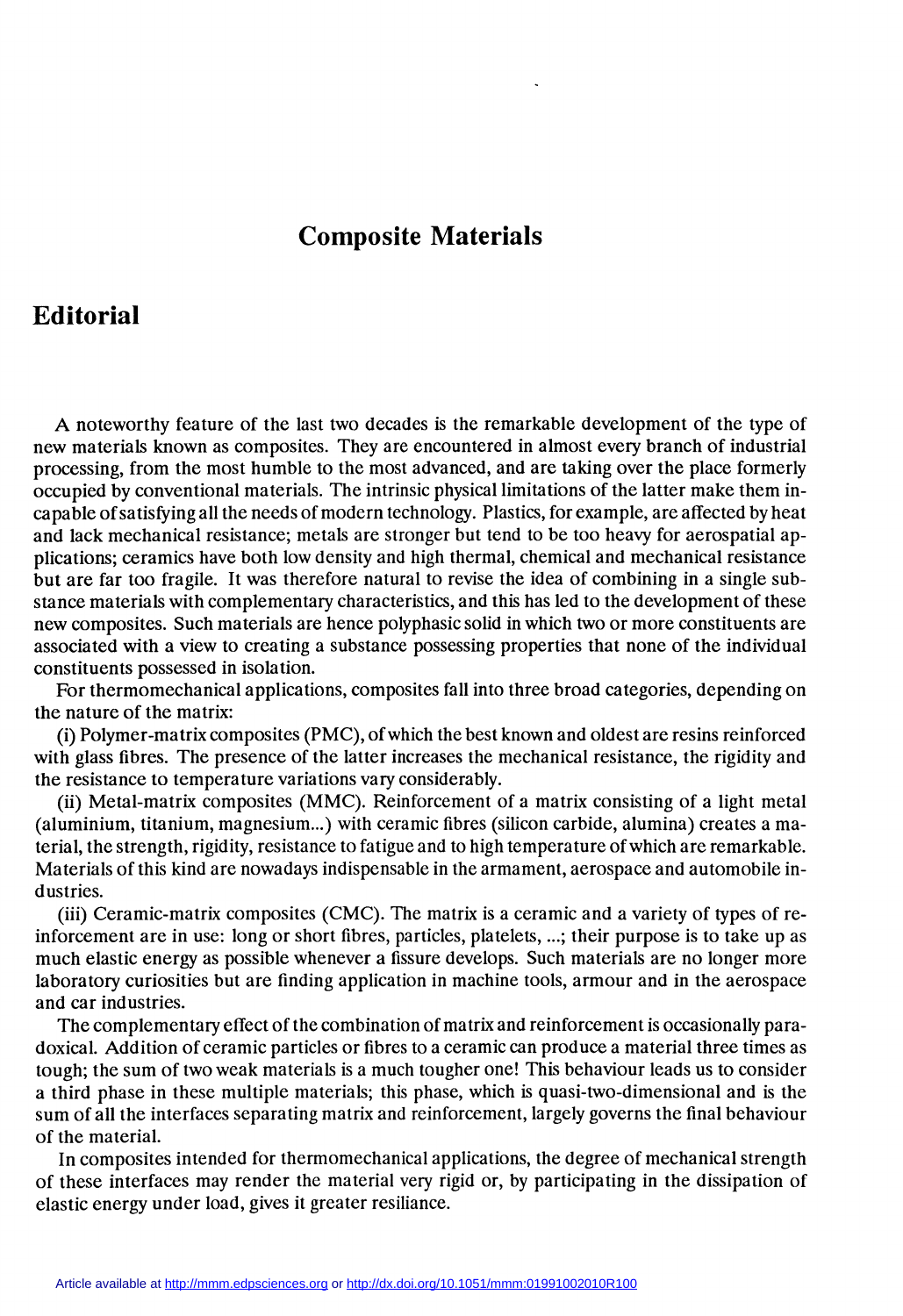# Composite Materials

## Editorial

A noteworthy feature of the last two decades is the remarkable development of the type of new materials known as composites. They are encountered in almost every branch of industrial processing, from the most humble to the most advanced, and are taking over the place formerly occupied by conventional materials. The intrinsic physical limitations of the latter make them incapable of satisfying all the needs of modern technology. Plastics, for example, are affected by heat and lack mechanical resistance; metals are stronger but tend to be too heavy for aerospatial applications; ceramics have both low density and high thermal, chemical and mechanical resistance but are far too fragile. It was therefore natural to revise the idea of combining in a single substance materials with complementary characteristics, and this has led to the development of these new composites. Such materials are hence polyphasic solid in which two or more constituents are associated with a view to creating a substance possessing properties that none of the individual constituents possessed in isolation.

For thermomechanical applications, composites fall into three broad categories, depending on the nature of the matrix:

(i) Polymer-matrix composites (PMC), of which the best known and oldest are resins reinforced with glass fibres. The presence of the latter increases the mechanical resistance, the rigidity and the resistance to temperature variations vary considerably.

(ii) Metal-matrix composites (MMC). Reinforcement of a matrix consisting of a light metal (aluminium, titanium, magnesium...) with ceramic fibres (silicon carbide, alumina) creates a material, the strength, rigidity, resistance to fatigue and to high temperature of which are remarkable. Materials of this kind are nowadays indispensable in the armament, aerospace and automobile industries.

(iii) Ceramic-matrix composites (CMC). The matrix is a ceramic and a variety of types of reinforcement are in use: long or short fibres, particles, platelets, ...; their purpose is to take up as much elastic energy as possible whenever a fissure develops. Such materials are no longer more laboratory curiosities but are finding application in machine tools, armour and in the aerospace and car industries.

The complementary effect of the combination of matrix and reinforcement is occasionally paradoxical. Addition of ceramic particles or fibres to a ceramic can produce a material three times as tough; the sum of two weak materials is a much tougher one! This behaviour leads us to consider a third phase in these multiple materials; this phase, which is quasi-two-dimensional and is the sum of all the interfaces separating matrix and reinforcement, largely governs the final behaviour of the material.

In composites intended for thermomechanical applications, the degree of mechanical strength of these interfaces may render the material very rigid or, by participating in the dissipation of elastic energy under load, gives it greater resiliance.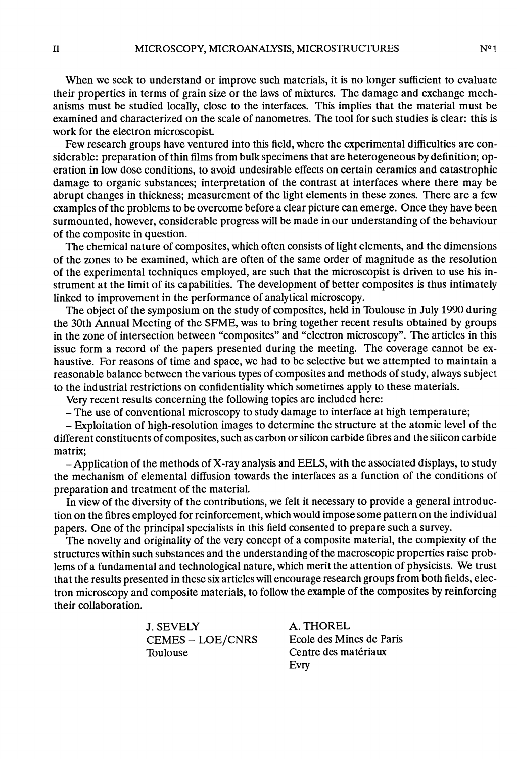When we seek to understand or improve such materials, it is no longer sufficient to evaluate their properties in terms of grain size or the laws of mixtures. The damage and exchange mechanisms must be studied locally, close to the interfaces. This implies that the material must be examined and characterized on the scale of nanometres. The tool for such studies is clear: this is work for the electron microscopist.

Few research groups have ventured into this field, where the experimental difficulties are considerable: preparation of thin films from bulk specimens that are heterogeneous by definition; operation in low dose conditions, to avoid undesirable effects on certain ceramics and catastrophic damage to organic substances; interpretation of the contrast at interfaces where there may be abrupt changes in thickness; measurement of the light elements in these zones. There are a few examples of the problems to be overcome before a clear picture can emerge. Once they have been surmounted, however, considerable progress will be made in our understanding of the behaviour of the composite in question.

The chemical nature of composites, which often consists of light elements, and the dimensions of the zones to be examined, which are often of the same order of magnitude as the resolution of the experimental techniques employed, are such that the microscopist is driven to use his instrument at the limit of its capabilities. The development of better composites is thus intimately linked to improvement in the performance of analytical microscopy.

The object of the symposium on the study of composites, held in Toulouse in July 1990 during the 30th Annual Meeting of the SFME, was to bring together recent results obtained by groups in the zone of intersection between "composites" and "electron microscopy". The articles in this issue form a record of the papers presented during the meeting. The coverage cannot be exhaustive. For reasons of time and space, we had to be selective but we attempted to maintain a reasonable balance between the various types of composites and methods of study, always subject to the industrial restrictions on confidentiality which sometimes apply to these materials.

Very recent results concerning the following topics are included here:

– The use of conventional microscopy to study damage to interface at high temperature;

– Exploitation of high-resolution images to determine the structure at the atomic level of the different constituents of composites, such as carbon or silicon carbide fibres and the silicon carbide matrix;

– Application of the methods of X-ray analysis and EELS, with the associated displays, to study the mechanism of elemental diffusion towards the interfaces as a function of the conditions of preparation and treatment of the material.

In view of the diversity of the contributions, we felt it necessary to provide a general introduction on the fibres employed for reinforcement, which would impose some pattern on the individual papers. One of the principal specialists in this field consented to prepare such a survey.

The novelty and originality of the very concept of a composite material, the complexity of the structures within such substances and the understanding of the macroscopic properties raise problems of a fundamental and technological nature, which merit the attention of physicists. We trust that the results presented in these six articles will encourage research groups from both fields, electron microscopy and composite materials, to follow the example of the composites by reinforcing their collaboration.

J. SEVELY
CEMES – LOE/CNRS
Toulouse

A. THOREL
Ecole des Mines de Paris
Centre des matériaux
Evry